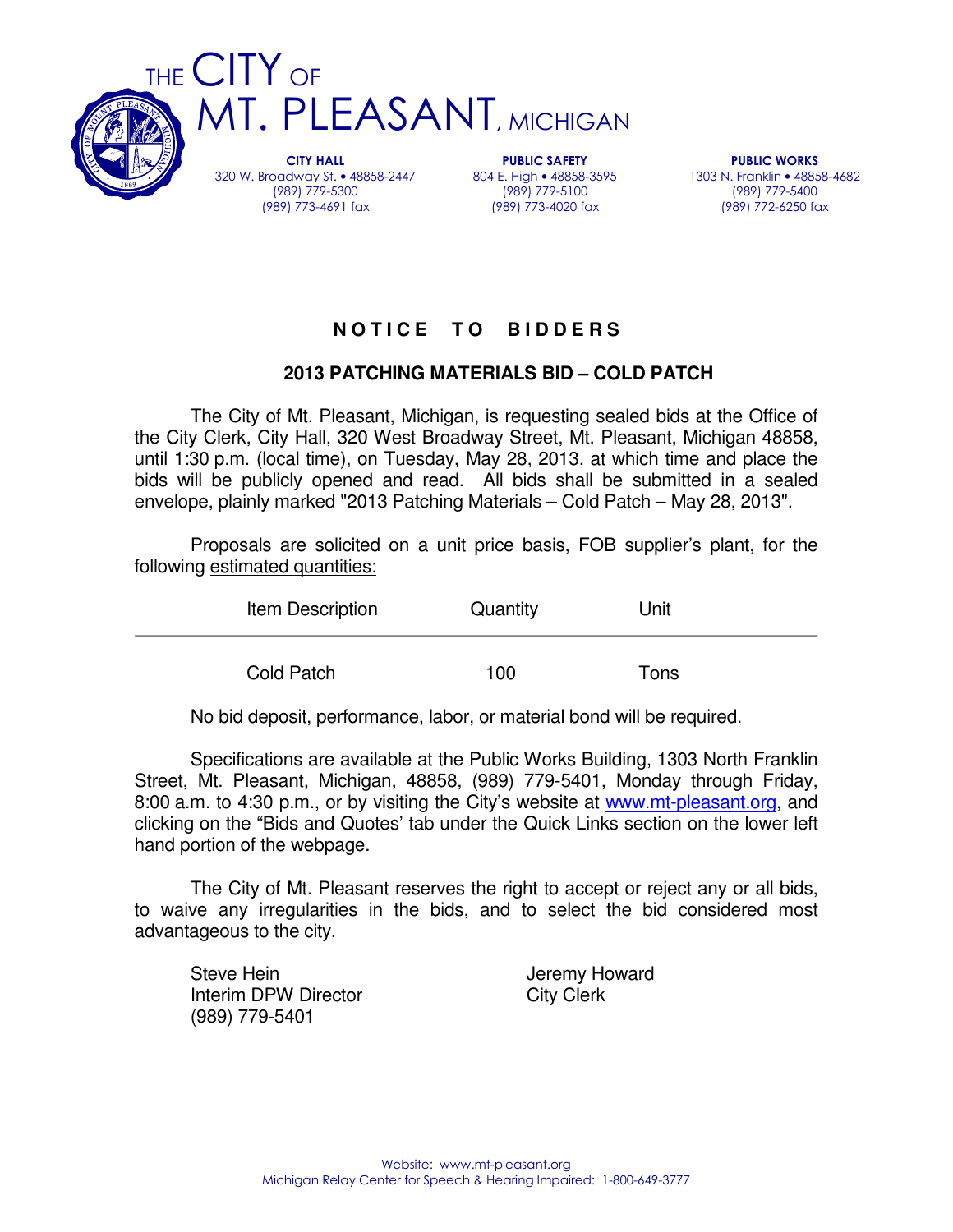# THE CITY OF MT. PLEASANT, MICHIGAN

**CITY HALL**
320 W. Broadway St. • 48858-2447
(989) 779-5300
(989) 773-4691 fax

**PUBLIC SAFETY**
804 E. High • 48858-3595
(989) 779-5100
(989) 773-4020 fax

**PUBLIC WORKS**
1303 N. Franklin • 48858-4682
(989) 779-5400
(989) 772-6250 fax

## N O T I C E   T O   B I D D E R S

### 2013 PATCHING MATERIALS BID – COLD PATCH

The City of Mt. Pleasant, Michigan, is requesting sealed bids at the Office of the City Clerk, City Hall, 320 West Broadway Street, Mt. Pleasant, Michigan 48858, until 1:30 p.m. (local time), on Tuesday, May 28, 2013, at which time and place the bids will be publicly opened and read. All bids shall be submitted in a sealed envelope, plainly marked "2013 Patching Materials – Cold Patch – May 28, 2013".

Proposals are solicited on a unit price basis, FOB supplier's plant, for the following estimated quantities:

| Item Description | Quantity | Unit |
|---|---|---|
| Cold Patch | 100 | Tons |

No bid deposit, performance, labor, or material bond will be required.

Specifications are available at the Public Works Building, 1303 North Franklin Street, Mt. Pleasant, Michigan, 48858, (989) 779-5401, Monday through Friday, 8:00 a.m. to 4:30 p.m., or by visiting the City's website at www.mt-pleasant.org, and clicking on the "Bids and Quotes' tab under the Quick Links section on the lower left hand portion of the webpage.

The City of Mt. Pleasant reserves the right to accept or reject any or all bids, to waive any irregularities in the bids, and to select the bid considered most advantageous to the city.

Steve Hein
Interim DPW Director
(989) 779-5401

Jeremy Howard
City Clerk

Website: www.mt-pleasant.org
Michigan Relay Center for Speech & Hearing Impaired: 1-800-649-3777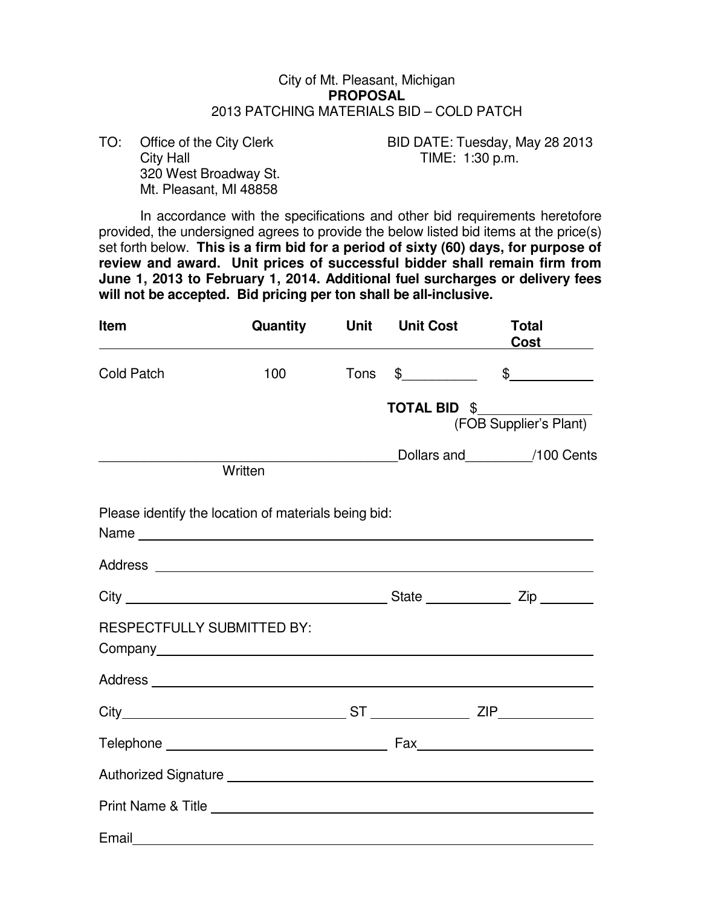City of Mt. Pleasant, Michigan
**PROPOSAL**
2013 PATCHING MATERIALS BID – COLD PATCH

TO: Office of the City Clerk
City Hall
320 West Broadway St.
Mt. Pleasant, MI 48858

BID DATE: Tuesday, May 28 2013
TIME: 1:30 p.m.

In accordance with the specifications and other bid requirements heretofore provided, the undersigned agrees to provide the below listed bid items at the price(s) set forth below. **This is a firm bid for a period of sixty (60) days, for purpose of review and award. Unit prices of successful bidder shall remain firm from June 1, 2013 to February 1, 2014. Additional fuel surcharges or delivery fees will not be accepted. Bid pricing per ton shall be all-inclusive.**

| Item | Quantity | Unit | Unit Cost | Total Cost |
|---|---|---|---|---|
| Cold Patch | 100 | Tons | $__________ | $__________ |

**TOTAL BID** $_______________
(FOB Supplier's Plant)

________________________________________Dollars and_________/100 Cents
Written

Please identify the location of materials being bid:

Name ______________________________________________

Address ______________________________________________

City ____________________________ State ___________ Zip _______

RESPECTFULLY SUBMITTED BY:

Company______________________________________________

Address ______________________________________________

City____________________________ ST _____________ ZIP_____________

Telephone ____________________________ Fax_______________________

Authorized Signature ______________________________________________

Print Name & Title ______________________________________________

Email______________________________________________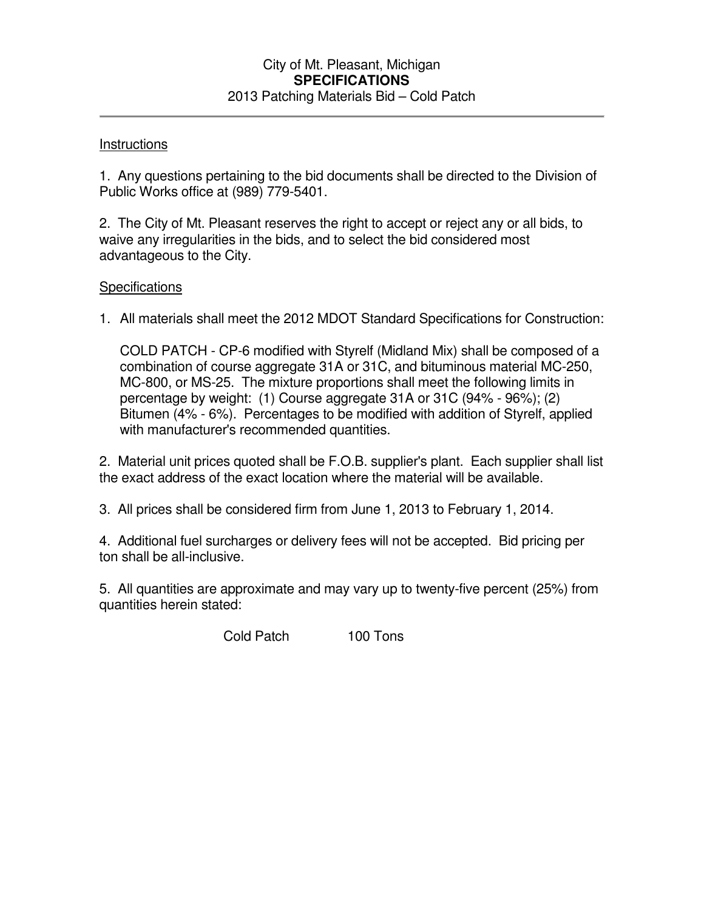City of Mt. Pleasant, Michigan

**SPECIFICATIONS**

2013 Patching Materials Bid – Cold Patch

---

Instructions

1. Any questions pertaining to the bid documents shall be directed to the Division of Public Works office at (989) 779-5401.

2. The City of Mt. Pleasant reserves the right to accept or reject any or all bids, to waive any irregularities in the bids, and to select the bid considered most advantageous to the City.

Specifications

1. All materials shall meet the 2012 MDOT Standard Specifications for Construction:

   COLD PATCH - CP-6 modified with Styrelf (Midland Mix) shall be composed of a combination of course aggregate 31A or 31C, and bituminous material MC-250, MC-800, or MS-25. The mixture proportions shall meet the following limits in percentage by weight: (1) Course aggregate 31A or 31C (94% - 96%); (2) Bitumen (4% - 6%). Percentages to be modified with addition of Styrelf, applied with manufacturer's recommended quantities.

2. Material unit prices quoted shall be F.O.B. supplier's plant. Each supplier shall list the exact address of the exact location where the material will be available.

3. All prices shall be considered firm from June 1, 2013 to February 1, 2014.

4. Additional fuel surcharges or delivery fees will not be accepted. Bid pricing per ton shall be all-inclusive.

5. All quantities are approximate and may vary up to twenty-five percent (25%) from quantities herein stated:

Cold Patch 100 Tons